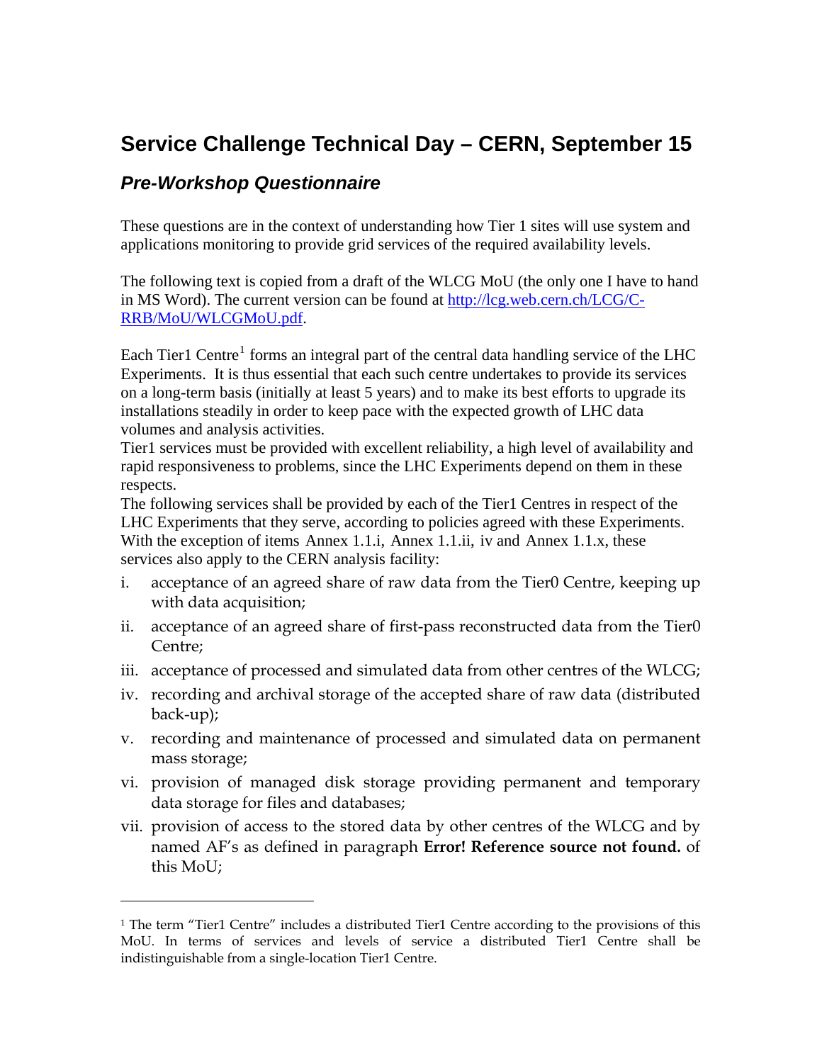# Service Challenge Technical Day – CERN, September 15

## *Pre-Workshop Questionnaire*

These questions are in the context of understanding how Tier 1 sites will use system and applications monitoring to provide grid services of the required availability levels.

The following text is copied from a draft of the WLCG MoU (the only one I have to hand in MS Word). The current version can be found at [http://lcg.web.cern.ch/LCG/C-RRB/MoU/WLCGMoU.pdf](http://lcg.web.cern.ch/LCG/C-RRB/MoU/WLCGMoU.pdf).

Each Tier1 Centre[1] forms an integral part of the central data handling service of the LHC Experiments. It is thus essential that each such centre undertakes to provide its services on a long-term basis (initially at least 5 years) and to make its best efforts to upgrade its installations steadily in order to keep pace with the expected growth of LHC data volumes and analysis activities.

Tier1 services must be provided with excellent reliability, a high level of availability and rapid responsiveness to problems, since the LHC Experiments depend on them in these respects.

The following services shall be provided by each of the Tier1 Centres in respect of the LHC Experiments that they serve, according to policies agreed with these Experiments. With the exception of items Annex 1.1.i, Annex 1.1.ii, iv and Annex 1.1.x, these services also apply to the CERN analysis facility:

i. acceptance of an agreed share of raw data from the Tier0 Centre, keeping up with data acquisition;
ii. acceptance of an agreed share of first-pass reconstructed data from the Tier0 Centre;
iii. acceptance of processed and simulated data from other centres of the WLCG;
iv. recording and archival storage of the accepted share of raw data (distributed back-up);
v. recording and maintenance of processed and simulated data on permanent mass storage;
vi. provision of managed disk storage providing permanent and temporary data storage for files and databases;
vii. provision of access to the stored data by other centres of the WLCG and by named AF's as defined in paragraph **Error! Reference source not found.** of this MoU;

[1] The term "Tier1 Centre" includes a distributed Tier1 Centre according to the provisions of this MoU. In terms of services and levels of service a distributed Tier1 Centre shall be indistinguishable from a single-location Tier1 Centre.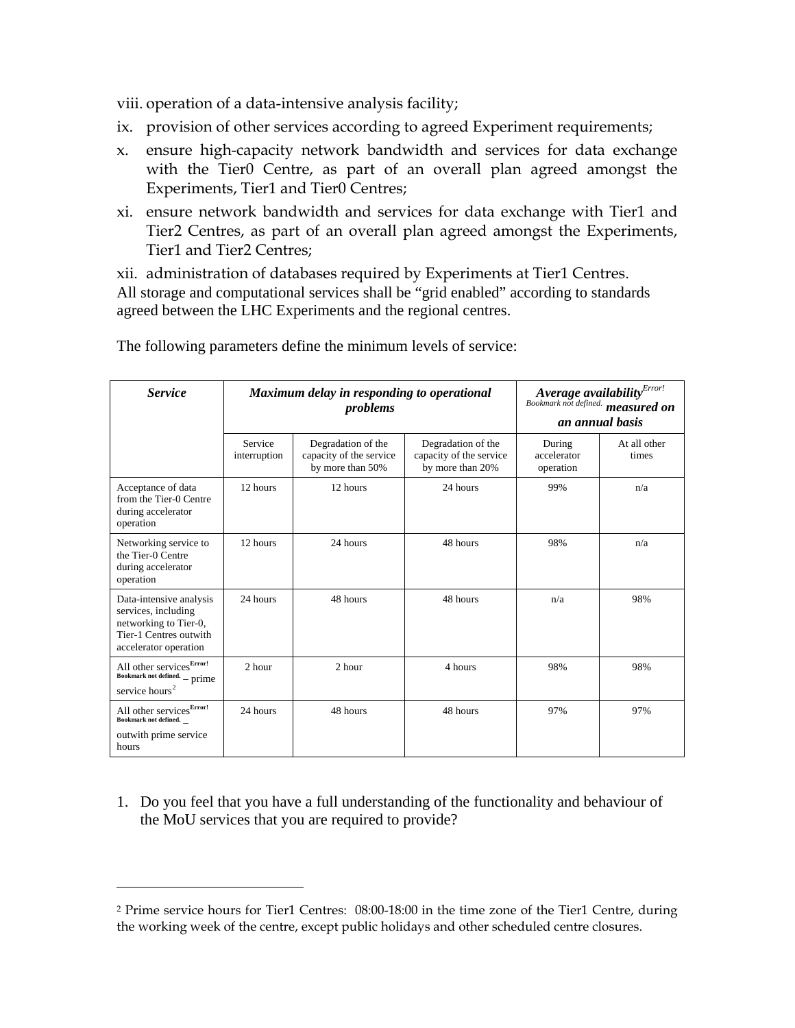viii. operation of a data-intensive analysis facility;

ix. provision of other services according to agreed Experiment requirements;

x. ensure high-capacity network bandwidth and services for data exchange with the Tier0 Centre, as part of an overall plan agreed amongst the Experiments, Tier1 and Tier0 Centres;

xi. ensure network bandwidth and services for data exchange with Tier1 and Tier2 Centres, as part of an overall plan agreed amongst the Experiments, Tier1 and Tier2 Centres;

xii. administration of databases required by Experiments at Tier1 Centres.

All storage and computational services shall be "grid enabled" according to standards agreed between the LHC Experiments and the regional centres.

The following parameters define the minimum levels of service:

| ***Service*** | ***Maximum delay in responding to operational problems*** | | | ***Average availability***Error! Bookmark not defined. ***measured on an annual basis*** | |
|---|---|---|---|---|---|
| | Service interruption | Degradation of the capacity of the service by more than 50% | Degradation of the capacity of the service by more than 20% | During accelerator operation | At all other times |
| Acceptance of data from the Tier-0 Centre during accelerator operation | 12 hours | 12 hours | 24 hours | 99% | n/a |
| Networking service to the Tier-0 Centre during accelerator operation | 12 hours | 24 hours | 48 hours | 98% | n/a |
| Data-intensive analysis services, including networking to Tier-0, Tier-1 Centres outwith accelerator operation | 24 hours | 48 hours | 48 hours | n/a | 98% |
| All other services**Error! Bookmark not defined.** – prime service hours[2] | 2 hour | 2 hour | 4 hours | 98% | 98% |
| All other services**Error! Bookmark not defined.** – outwith prime service hours | 24 hours | 48 hours | 48 hours | 97% | 97% |

1. Do you feel that you have a full understanding of the functionality and behaviour of the MoU services that you are required to provide?

[2] Prime service hours for Tier1 Centres: 08:00-18:00 in the time zone of the Tier1 Centre, during the working week of the centre, except public holidays and other scheduled centre closures.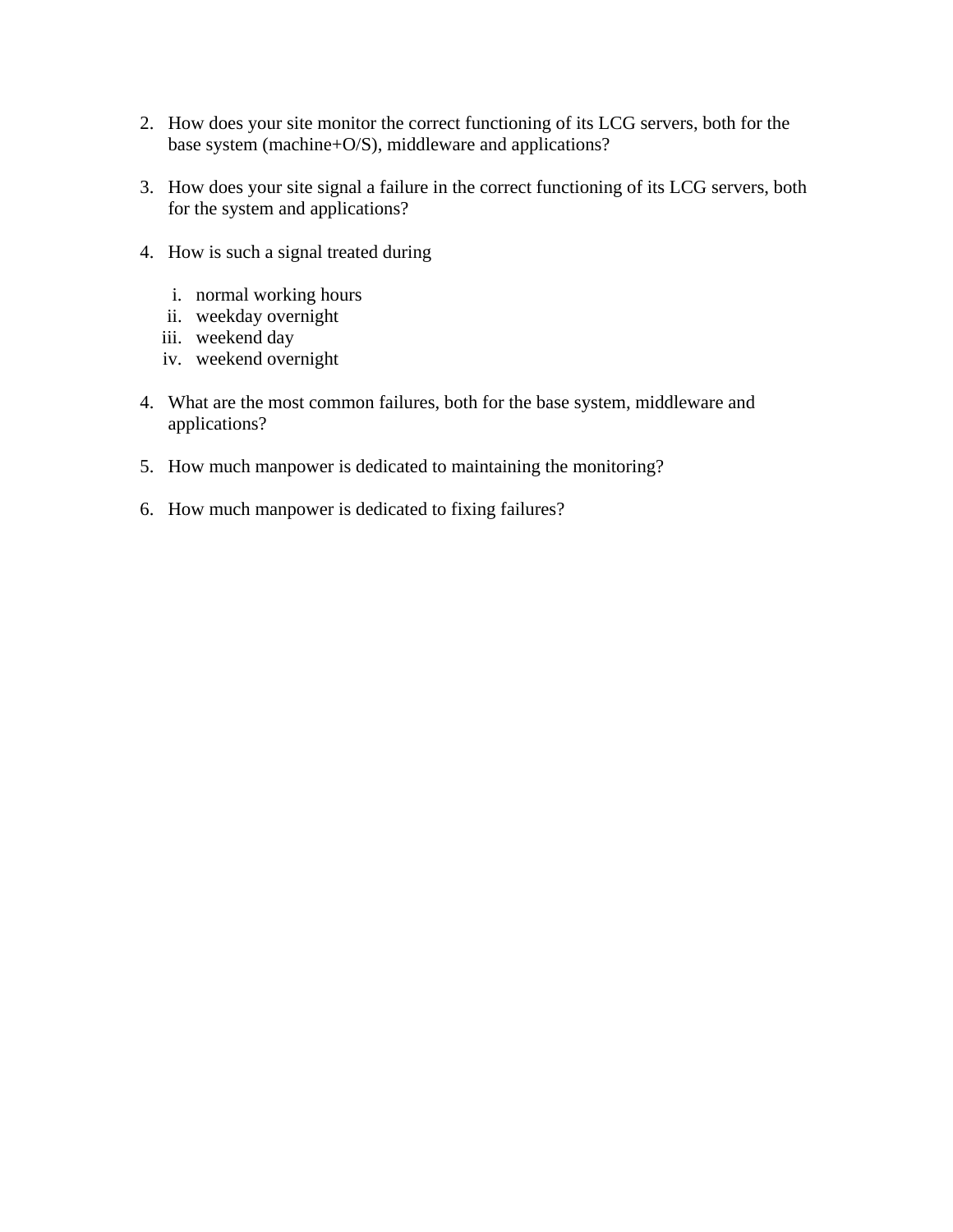2. How does your site monitor the correct functioning of its LCG servers, both for the base system (machine+O/S), middleware and applications?

3. How does your site signal a failure in the correct functioning of its LCG servers, both for the system and applications?

4. How is such a signal treated during

   i. normal working hours
   ii. weekday overnight
   iii. weekend day
   iv. weekend overnight

4. What are the most common failures, both for the base system, middleware and applications?

5. How much manpower is dedicated to maintaining the monitoring?

6. How much manpower is dedicated to fixing failures?